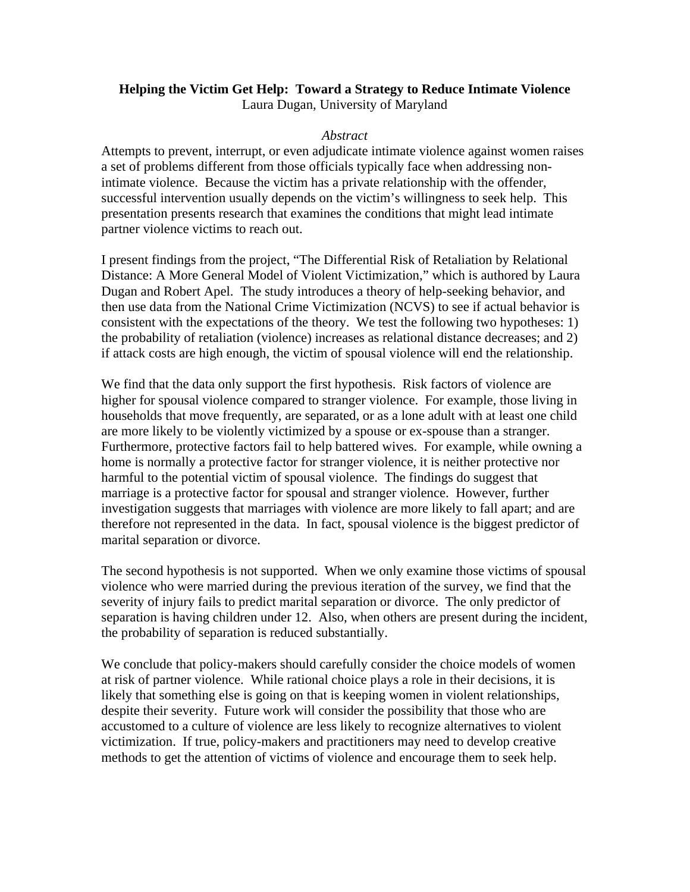**Helping the Victim Get Help: Toward a Strategy to Reduce Intimate Violence**

Laura Dugan, University of Maryland

*Abstract*

Attempts to prevent, interrupt, or even adjudicate intimate violence against women raises a set of problems different from those officials typically face when addressing non-intimate violence. Because the victim has a private relationship with the offender, successful intervention usually depends on the victim's willingness to seek help. This presentation presents research that examines the conditions that might lead intimate partner violence victims to reach out.

I present findings from the project, "The Differential Risk of Retaliation by Relational Distance: A More General Model of Violent Victimization," which is authored by Laura Dugan and Robert Apel. The study introduces a theory of help-seeking behavior, and then use data from the National Crime Victimization (NCVS) to see if actual behavior is consistent with the expectations of the theory. We test the following two hypotheses: 1) the probability of retaliation (violence) increases as relational distance decreases; and 2) if attack costs are high enough, the victim of spousal violence will end the relationship.

We find that the data only support the first hypothesis. Risk factors of violence are higher for spousal violence compared to stranger violence. For example, those living in households that move frequently, are separated, or as a lone adult with at least one child are more likely to be violently victimized by a spouse or ex-spouse than a stranger. Furthermore, protective factors fail to help battered wives. For example, while owning a home is normally a protective factor for stranger violence, it is neither protective nor harmful to the potential victim of spousal violence. The findings do suggest that marriage is a protective factor for spousal and stranger violence. However, further investigation suggests that marriages with violence are more likely to fall apart; and are therefore not represented in the data. In fact, spousal violence is the biggest predictor of marital separation or divorce.

The second hypothesis is not supported. When we only examine those victims of spousal violence who were married during the previous iteration of the survey, we find that the severity of injury fails to predict marital separation or divorce. The only predictor of separation is having children under 12. Also, when others are present during the incident, the probability of separation is reduced substantially.

We conclude that policy-makers should carefully consider the choice models of women at risk of partner violence. While rational choice plays a role in their decisions, it is likely that something else is going on that is keeping women in violent relationships, despite their severity. Future work will consider the possibility that those who are accustomed to a culture of violence are less likely to recognize alternatives to violent victimization. If true, policy-makers and practitioners may need to develop creative methods to get the attention of victims of violence and encourage them to seek help.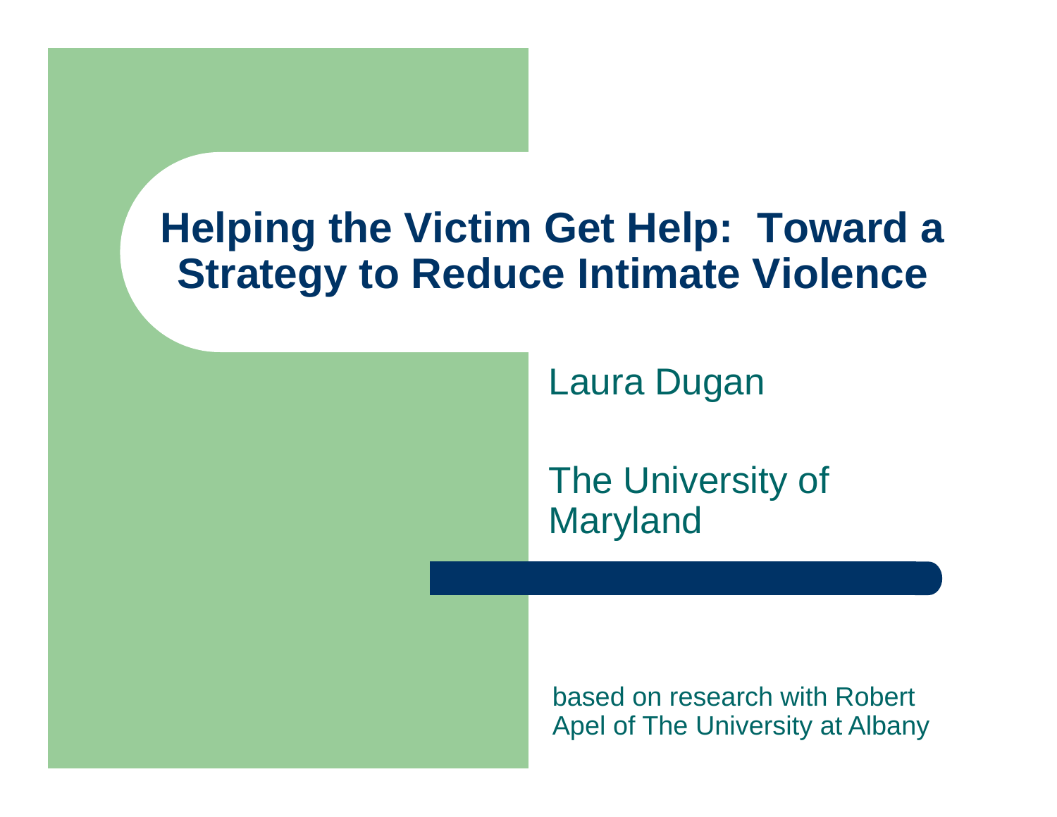# Helping the Victim Get Help: Toward a Strategy to Reduce Intimate Violence

Laura Dugan

The University of Maryland

based on research with Robert Apel of The University at Albany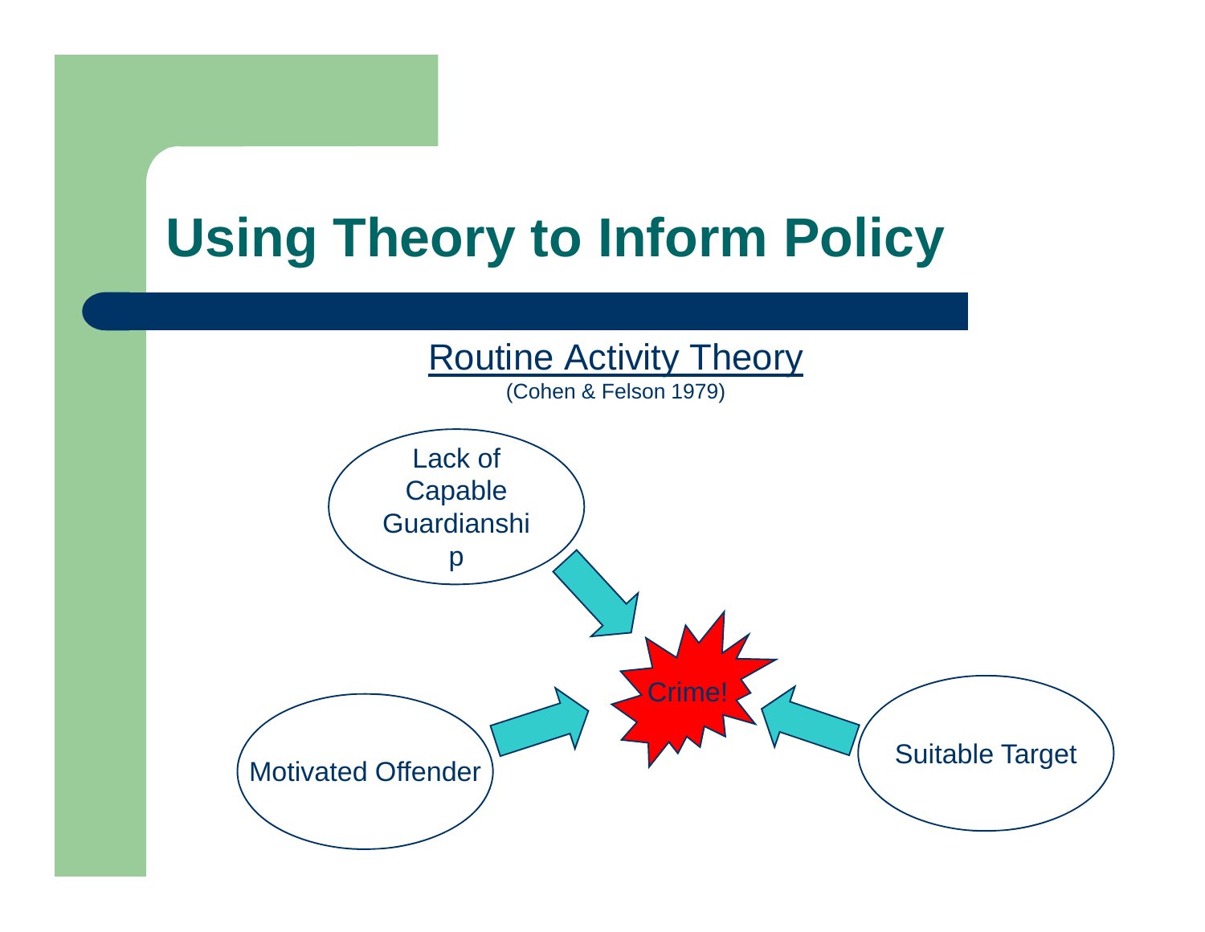# Using Theory to Inform Policy

## Routine Activity Theory

(Cohen & Felson 1979)

Lack of Capable Guardianship

Motivated Offender

Crime!

Suitable Target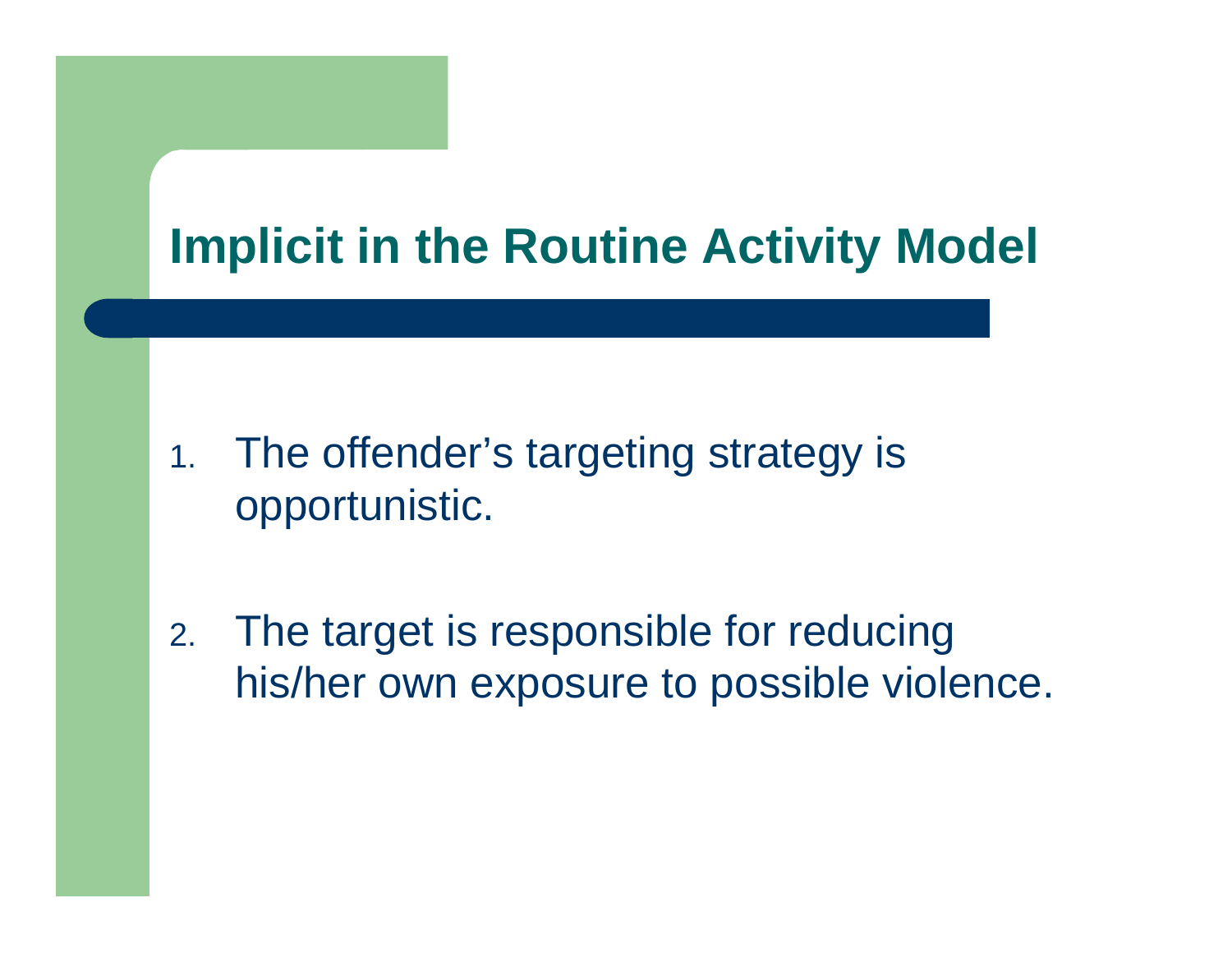# Implicit in the Routine Activity Model

1. The offender's targeting strategy is opportunistic.

2. The target is responsible for reducing his/her own exposure to possible violence.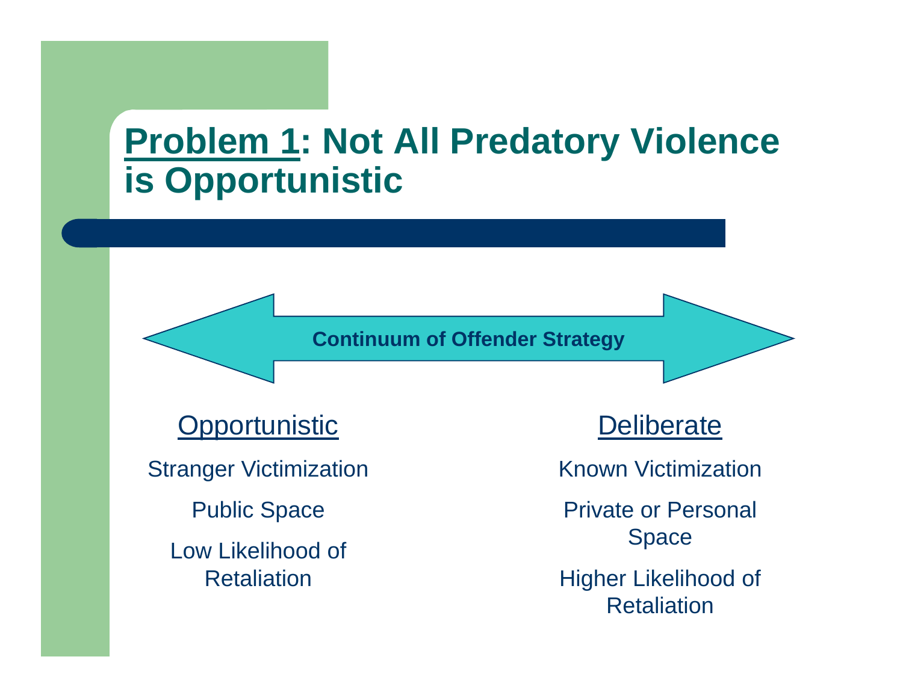# Problem 1: Not All Predatory Violence is Opportunistic

**Continuum of Offender Strategy**

| Opportunistic | Deliberate |
| --- | --- |
| Stranger Victimization | Known Victimization |
| Public Space | Private or Personal Space |
| Low Likelihood of Retaliation | Higher Likelihood of Retaliation |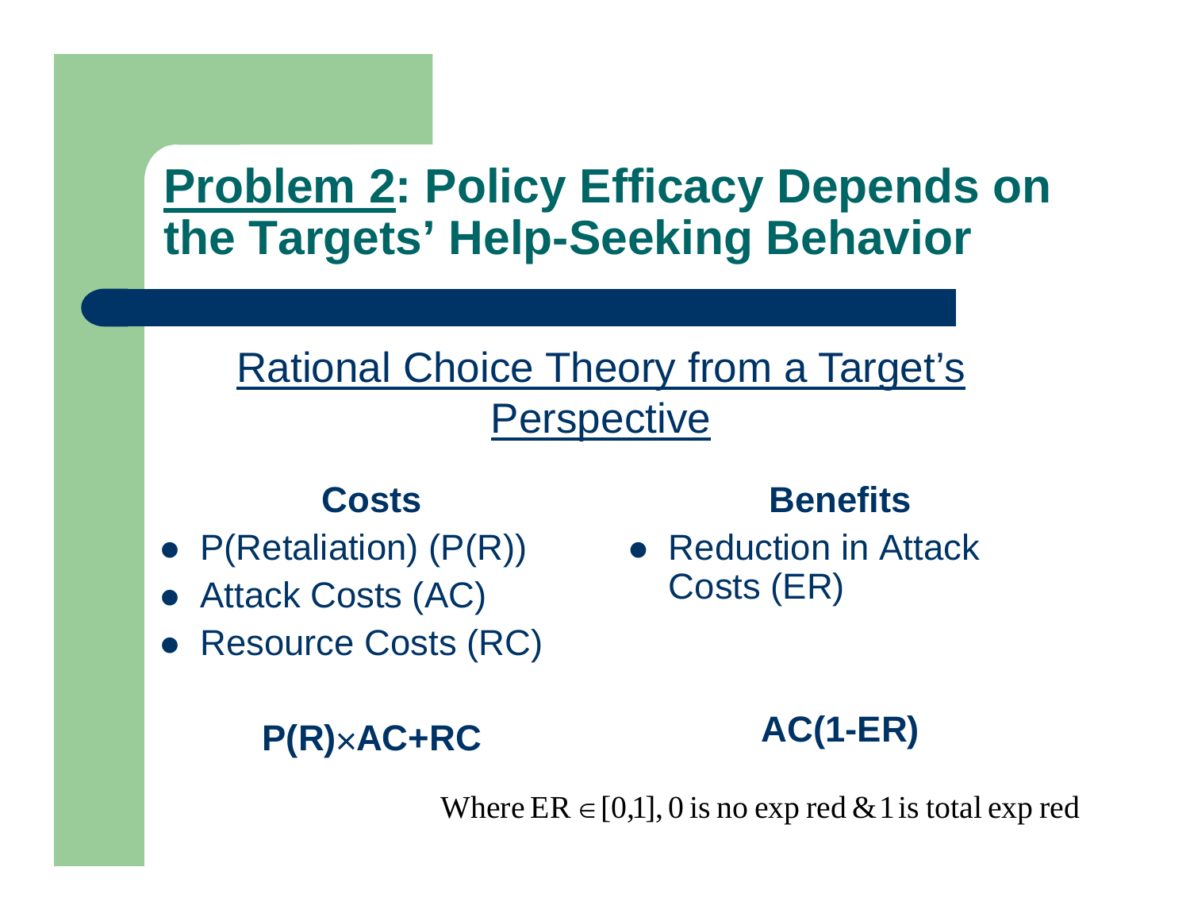# Problem 2: Policy Efficacy Depends on the Targets' Help-Seeking Behavior

## Rational Choice Theory from a Target's Perspective

**Costs**

- P(Retaliation) (P(R))
- Attack Costs (AC)
- Resource Costs (RC)

**$P(R) \times AC + RC$**

**Benefits**

- Reduction in Attack Costs (ER)

**$AC(1-ER)$**

Where $ER \in [0,1]$, 0 is no exp red & 1 is total exp red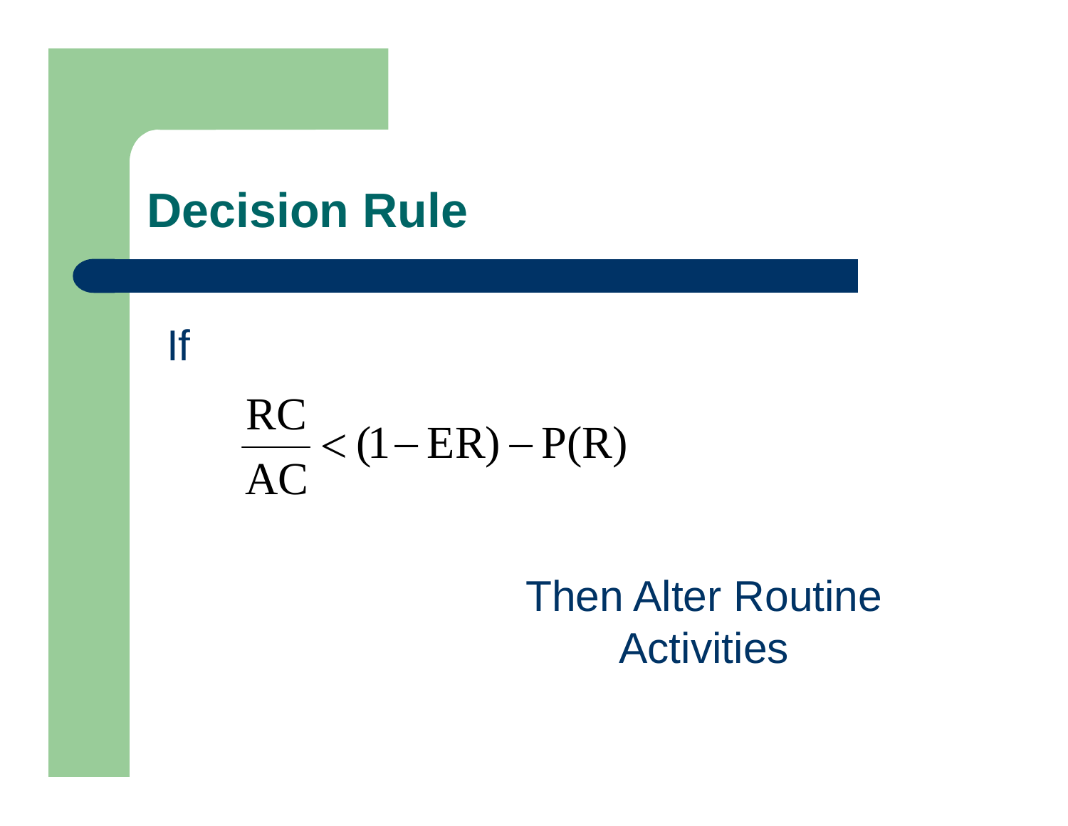# Decision Rule

If

$$\frac{\mathrm{RC}}{\mathrm{AC}} < (1 - \mathrm{ER}) - \mathrm{P(R)}$$

Then Alter Routine Activities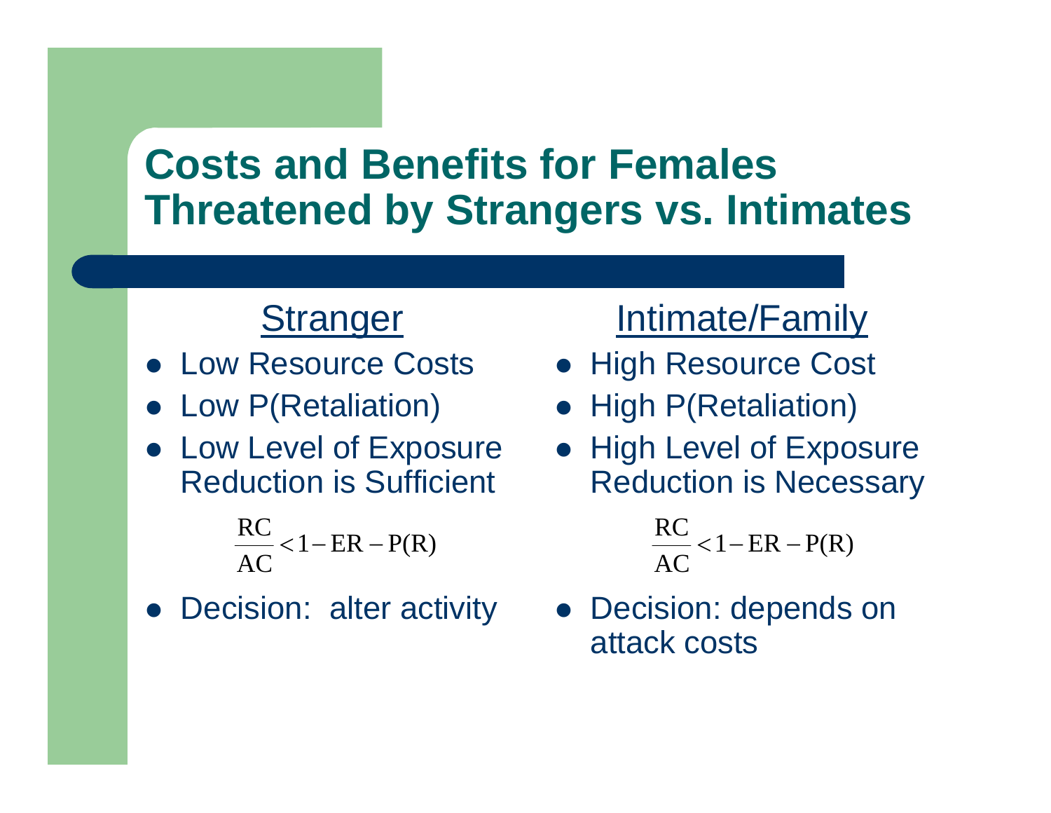# Costs and Benefits for Females Threatened by Strangers vs. Intimates

## Stranger

- Low Resource Costs
- Low P(Retaliation)
- Low Level of Exposure Reduction is Sufficient

$$\frac{RC}{AC} < 1 - ER - P(R)$$

- Decision: alter activity

## Intimate/Family

- High Resource Cost
- High P(Retaliation)
- High Level of Exposure Reduction is Necessary

$$\frac{RC}{AC} < 1 - ER - P(R)$$

- Decision: depends on attack costs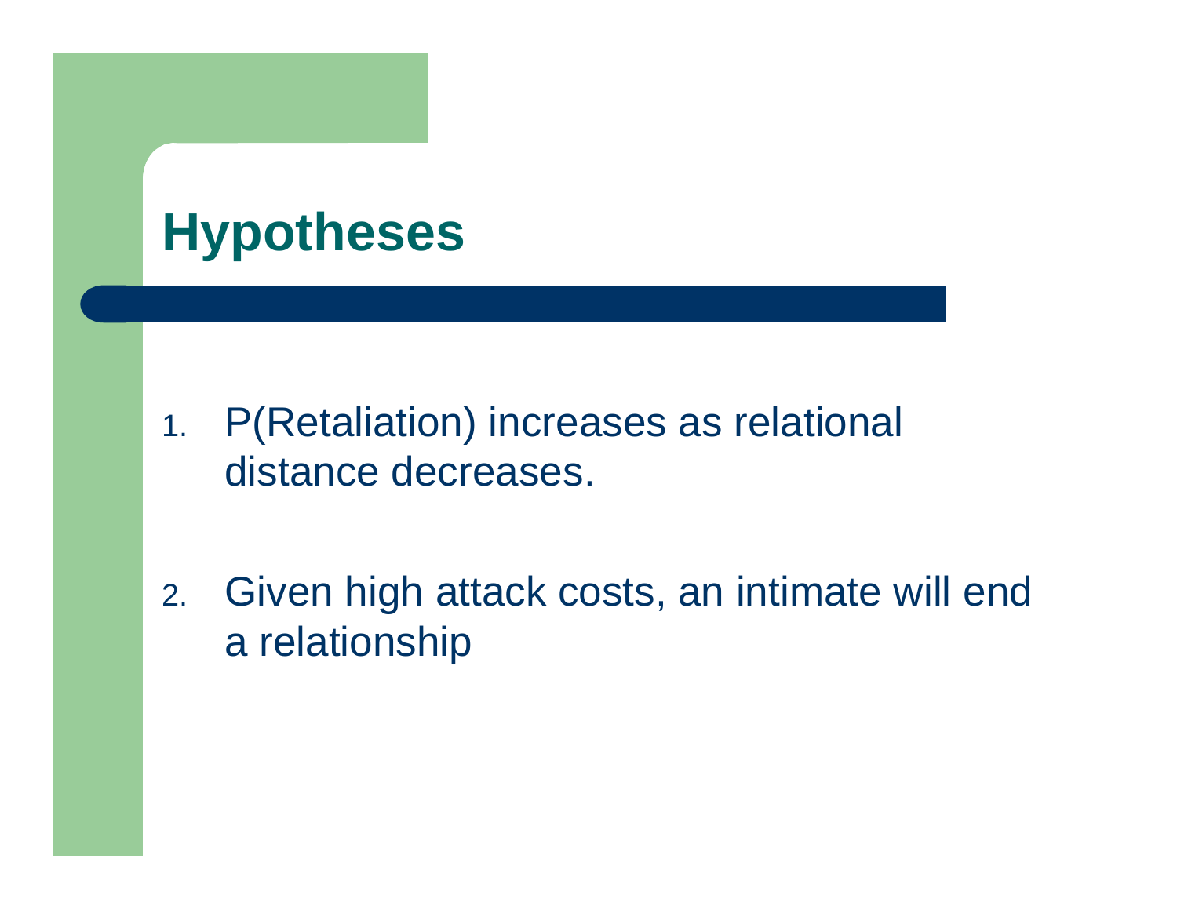# Hypotheses

1. P(Retaliation) increases as relational distance decreases.

2. Given high attack costs, an intimate will end a relationship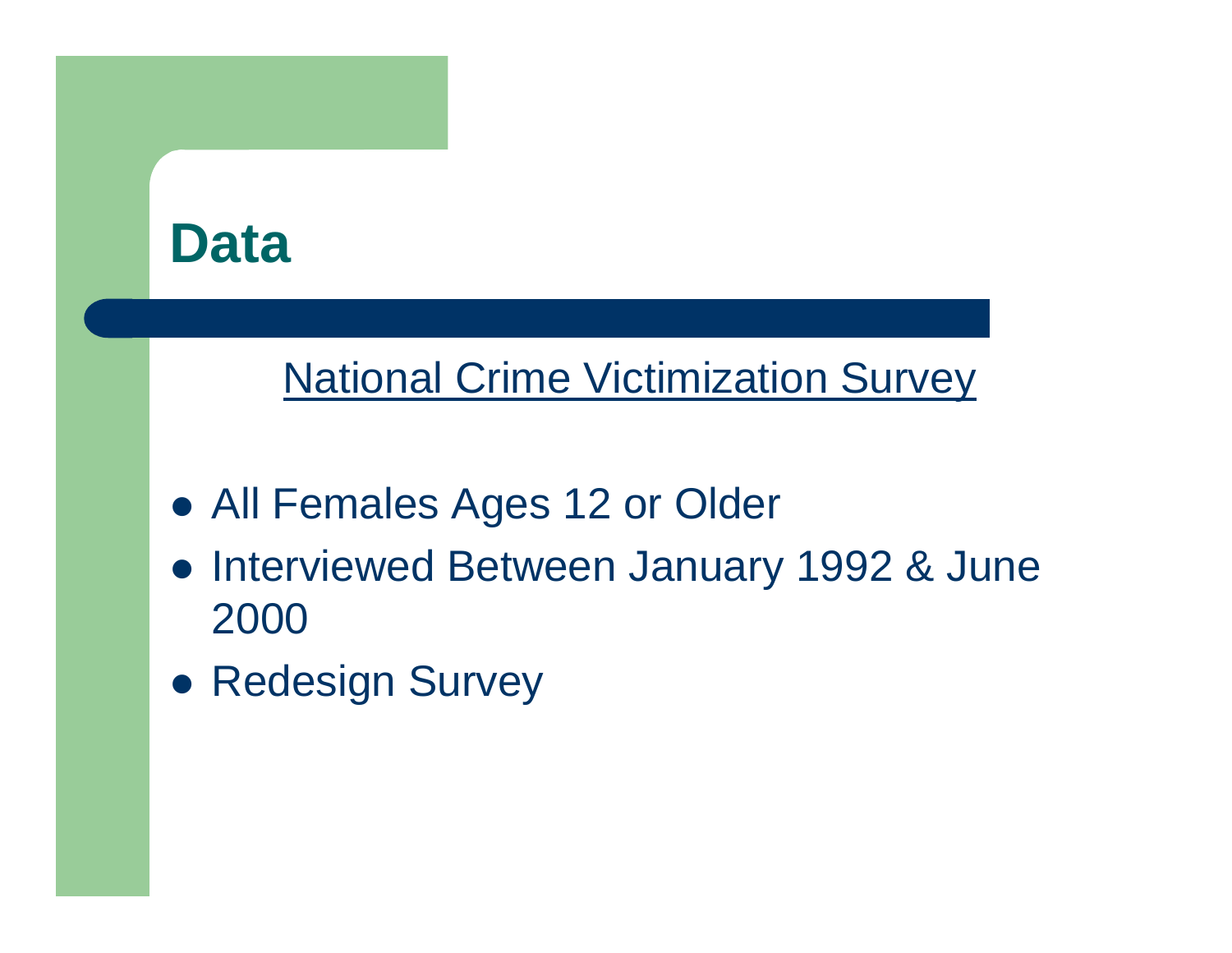# Data

National Crime Victimization Survey

- All Females Ages 12 or Older
- Interviewed Between January 1992 & June 2000
- Redesign Survey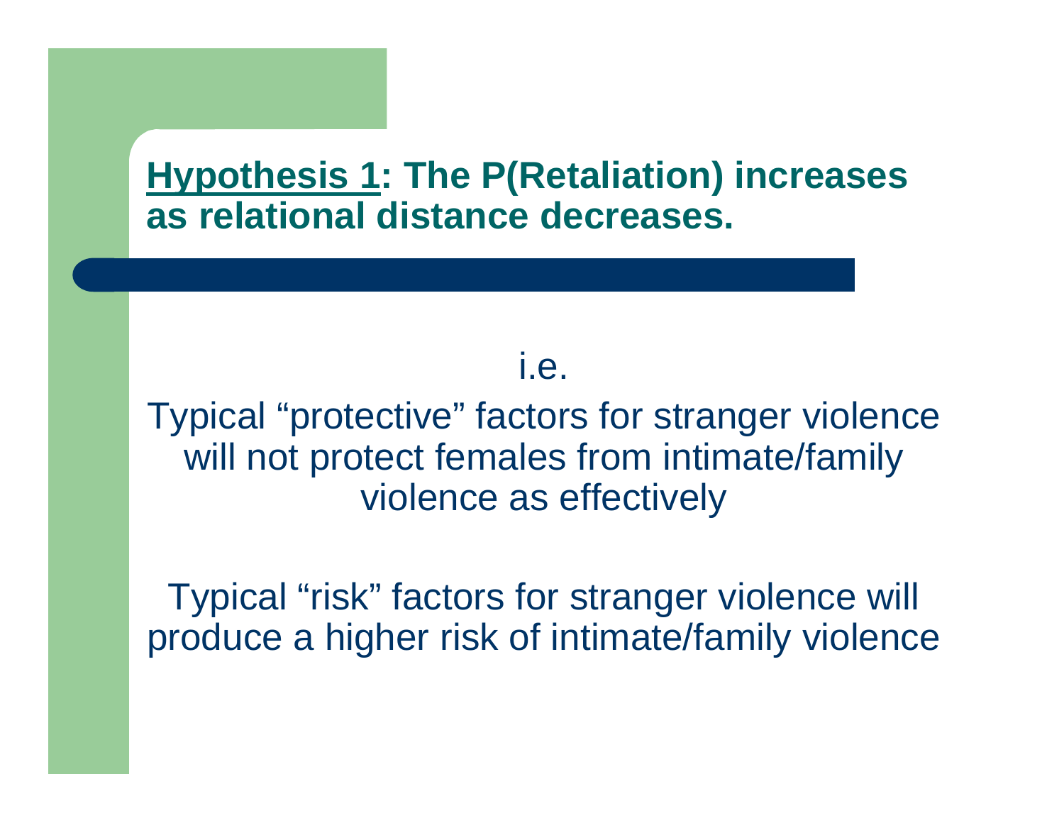## Hypothesis 1: The P(Retaliation) increases as relational distance decreases.

i.e.

Typical “protective” factors for stranger violence will not protect females from intimate/family violence as effectively

Typical “risk” factors for stranger violence will produce a higher risk of intimate/family violence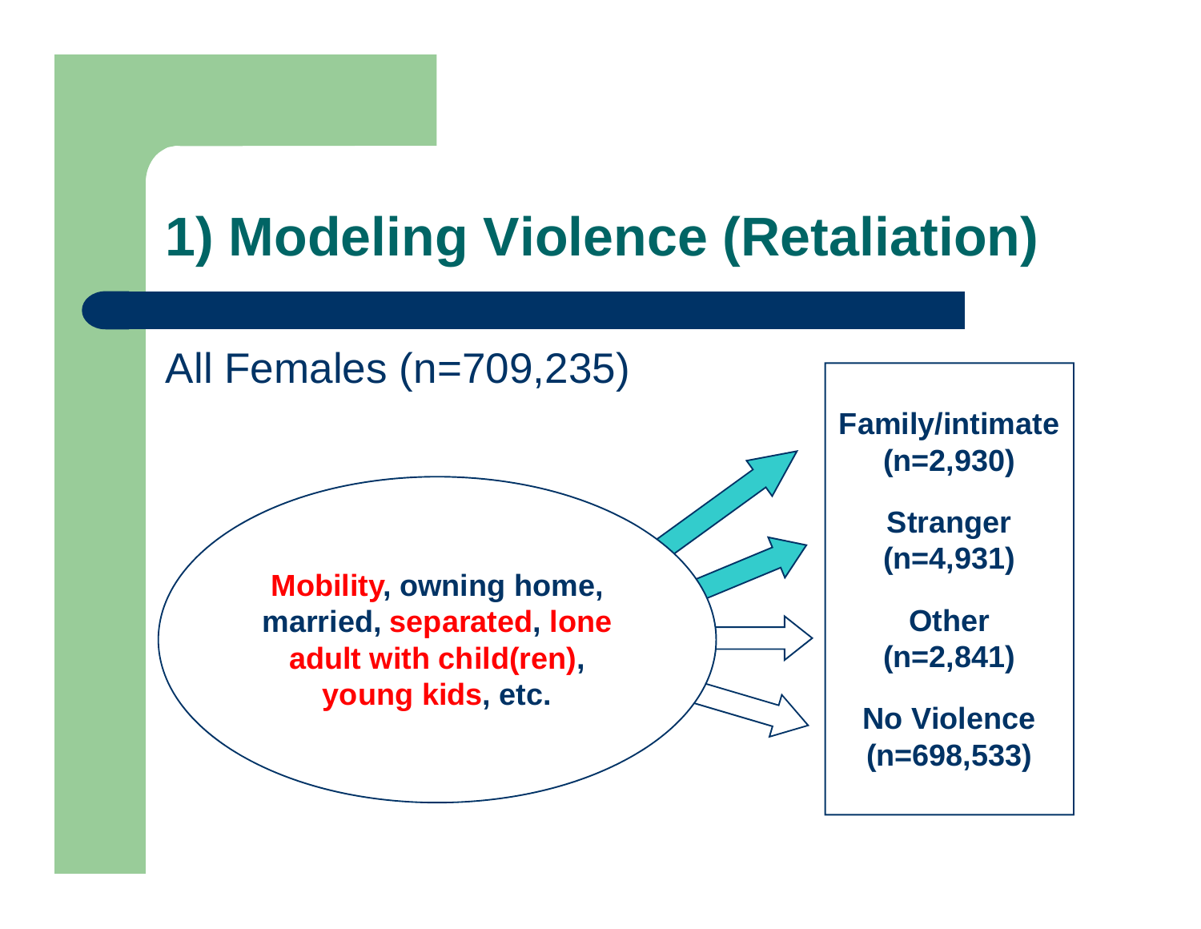# 1) Modeling Violence (Retaliation)

All Females (n=709,235)

**Mobility, owning home, married, separated, lone adult with child(ren), young kids, etc.**

**Family/intimate (n=2,930)**

**Stranger (n=4,931)**

**Other (n=2,841)**

**No Violence (n=698,533)**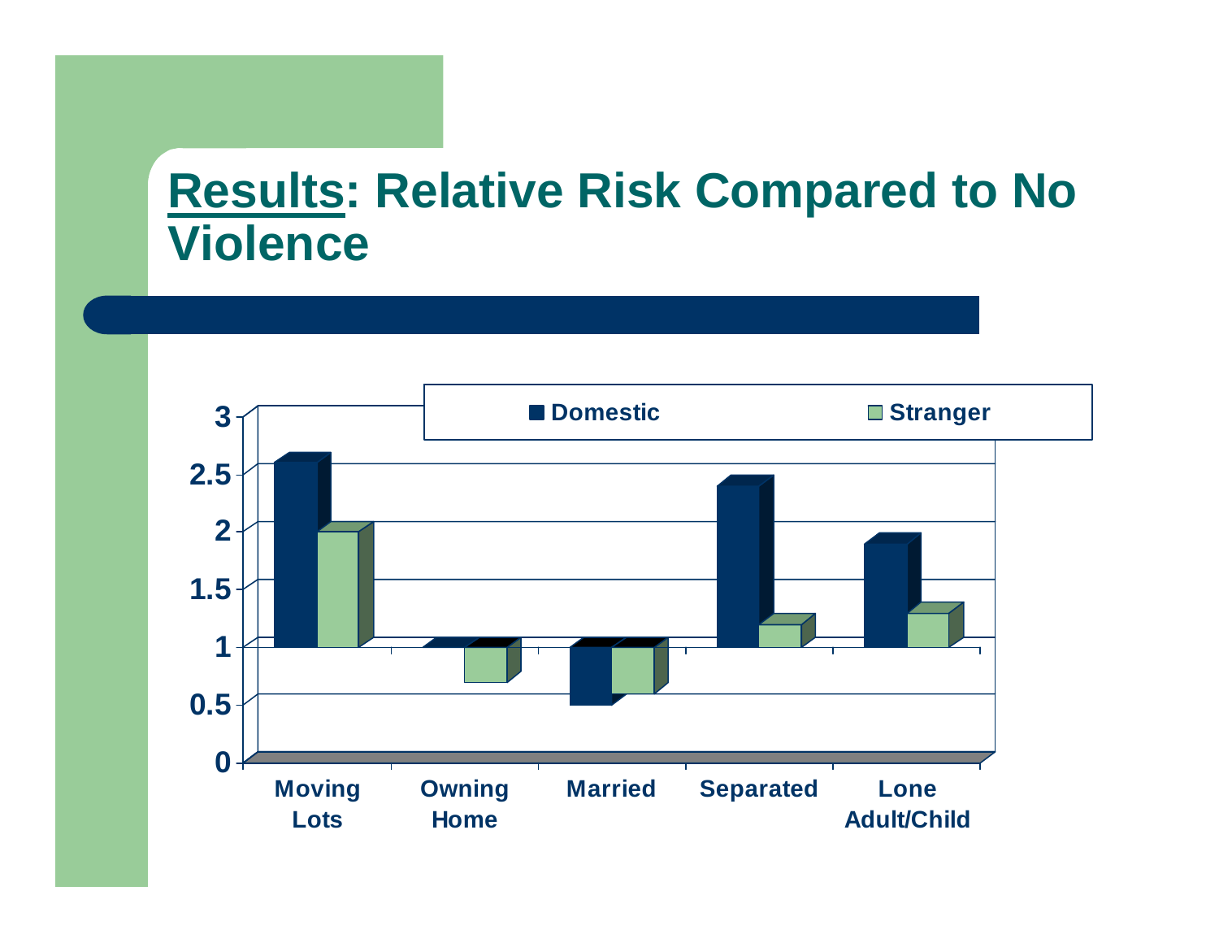# Results: Relative Risk Compared to No Violence

| | Domestic | Stranger |
|---|---|---|
| Moving Lots | 2.6 | 2.0 |
| Owning Home | 1.0 | 0.7 |
| Married | 0.5 | 0.6 |
| Separated | 2.4 | 1.2 |
| Lone Adult/Child | 1.9 | 1.3 |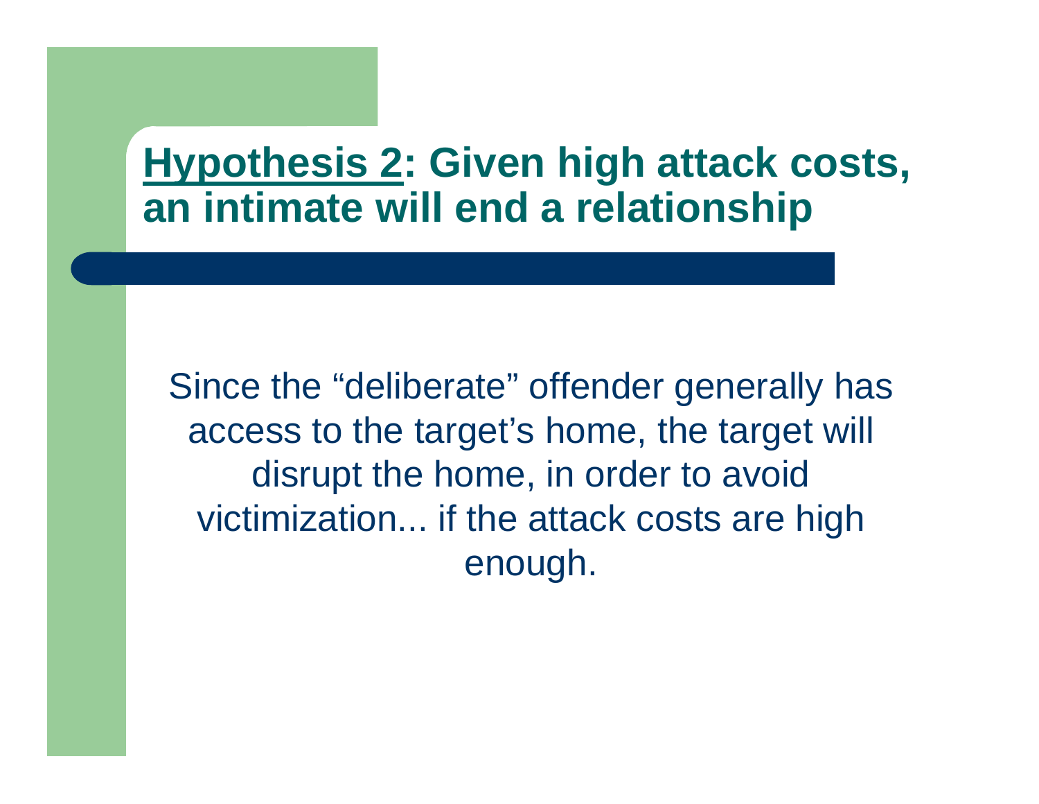## <u>Hypothesis 2</u>: Given high attack costs, an intimate will end a relationship

Since the “deliberate” offender generally has access to the target’s home, the target will disrupt the home, in order to avoid victimization... if the attack costs are high enough.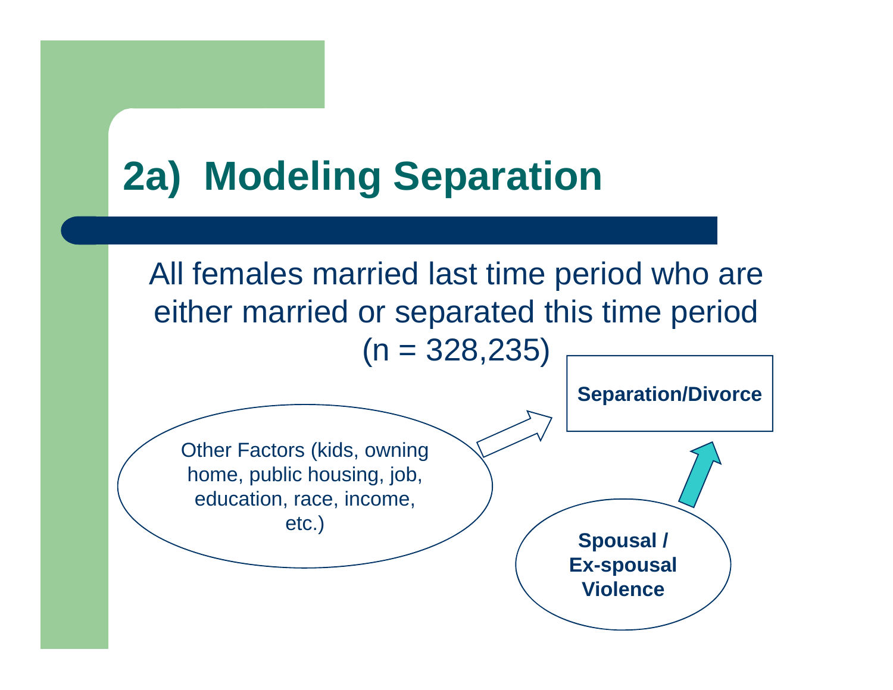# 2a) Modeling Separation

All females married last time period who are either married or separated this time period (n = 328,235)

Other Factors (kids, owning home, public housing, job, education, race, income, etc.)

**Separation/Divorce**

**Spousal / Ex-spousal Violence**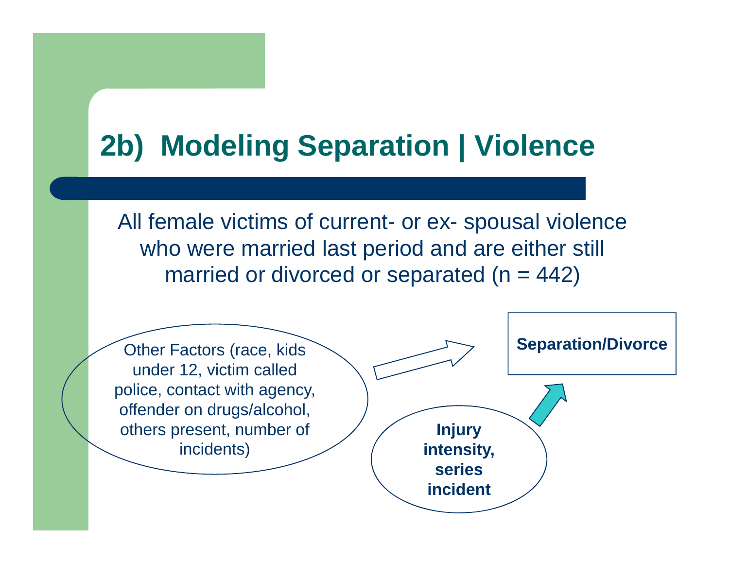# 2b) Modeling Separation | Violence

All female victims of current- or ex- spousal violence who were married last period and are either still married or divorced or separated (n = 442)

Other Factors (race, kids under 12, victim called police, contact with agency, offender on drugs/alcohol, others present, number of incidents)

**Separation/Divorce**

**Injury intensity, series incident**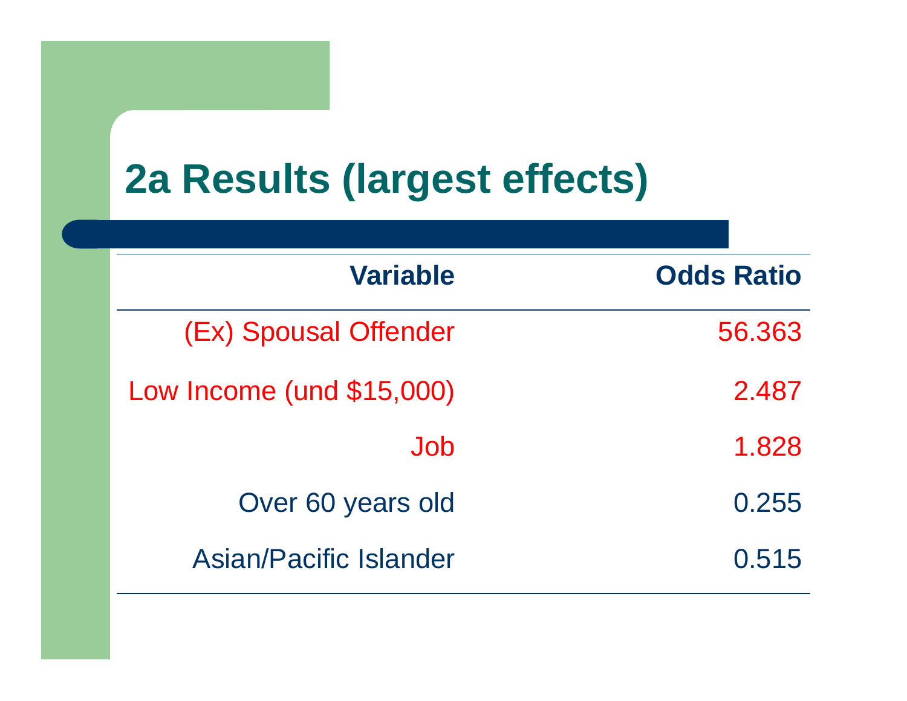# 2a Results (largest effects)

| Variable | Odds Ratio |
|---:|---:|
| (Ex) Spousal Offender | 56.363 |
| Low Income (und $15,000) | 2.487 |
| Job | 1.828 |
| Over 60 years old | 0.255 |
| Asian/Pacific Islander | 0.515 |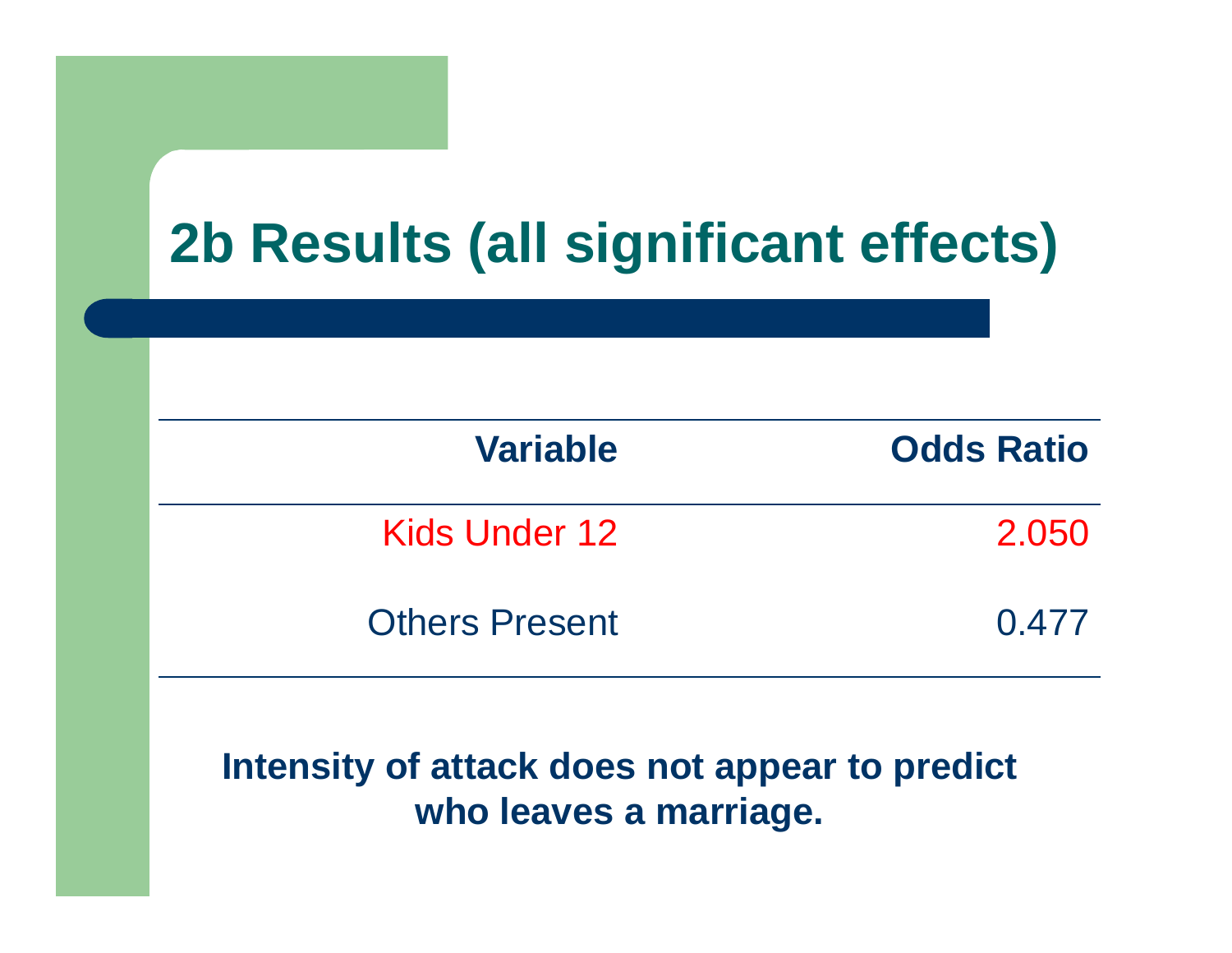# 2b Results (all significant effects)

| Variable | Odds Ratio |
|---|---|
| Kids Under 12 | 2.050 |
| Others Present | 0.477 |

**Intensity of attack does not appear to predict who leaves a marriage.**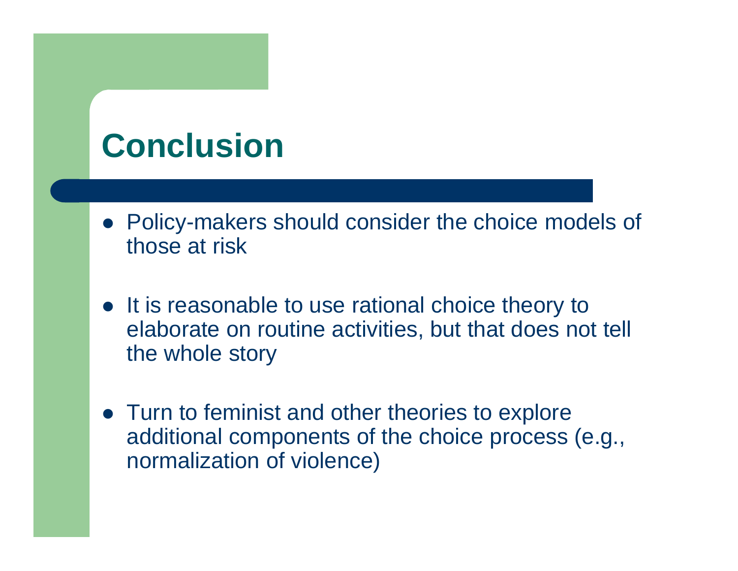# Conclusion

- Policy-makers should consider the choice models of those at risk
- It is reasonable to use rational choice theory to elaborate on routine activities, but that does not tell the whole story
- Turn to feminist and other theories to explore additional components of the choice process (e.g., normalization of violence)